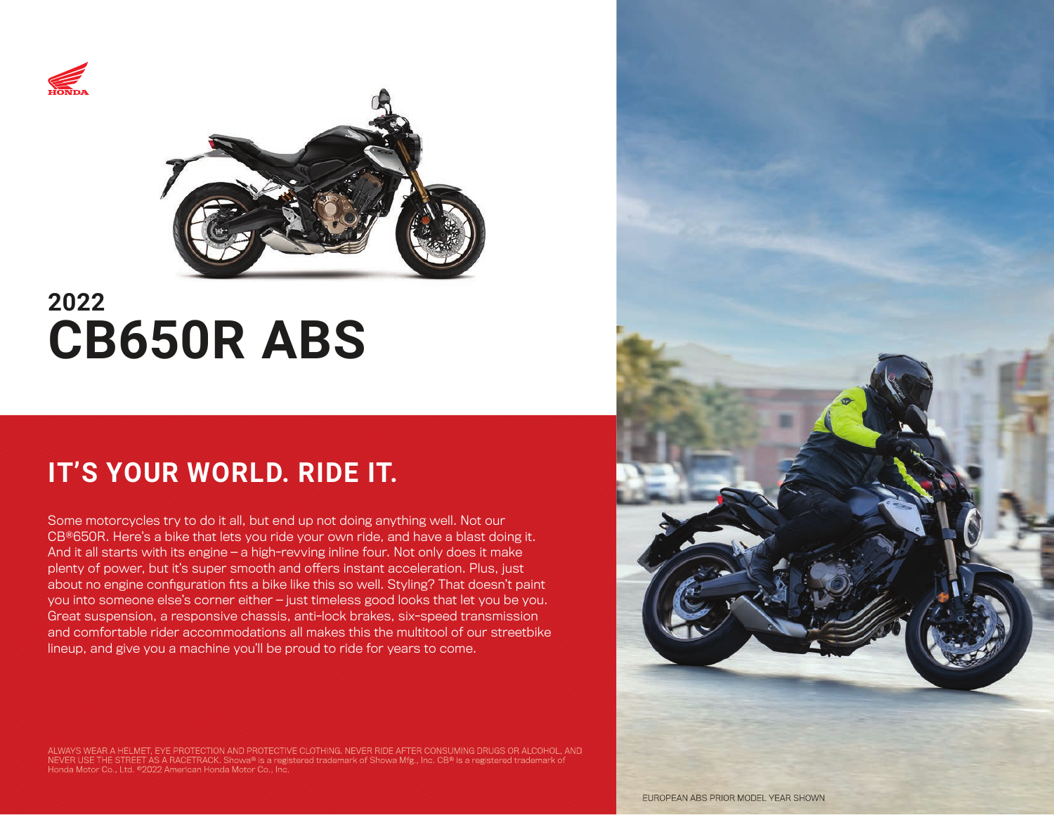# 2022 CB650R ABS

## IT'S YOUR WORLD. RIDE IT.

Some motorcycles try to do it all, but end up not doing anything well. Not our CB®650R. Here's a bike that lets you ride your own ride, and have a blast doing it. And it all starts with its engine – a high-revving inline four. Not only does it make plenty of power, but it's super smooth and offers instant acceleration. Plus, just about no engine configuration fits a bike like this so well. Styling? That doesn't paint you into someone else's corner either – just timeless good looks that let you be you. Great suspension, a responsive chassis, anti-lock brakes, six-speed transmission and comfortable rider accommodations all makes this the multitool of our streetbike lineup, and give you a machine you'll be proud to ride for years to come.

ALWAYS WEAR A HELMET, EYE PROTECTION AND PROTECTIVE CLOTHING. NEVER RIDE AFTER CONSUMING DRUGS OR ALCOHOL, AND NEVER USE THE STREET AS A RACETRACK. Showa® is a registered trademark of Showa Mfg., Inc. CB® is a registered trademark of Honda Motor Co., Ltd. ©2022 American Honda Motor Co., Inc.

EUROPEAN ABS PRIOR MODEL YEAR SHOWN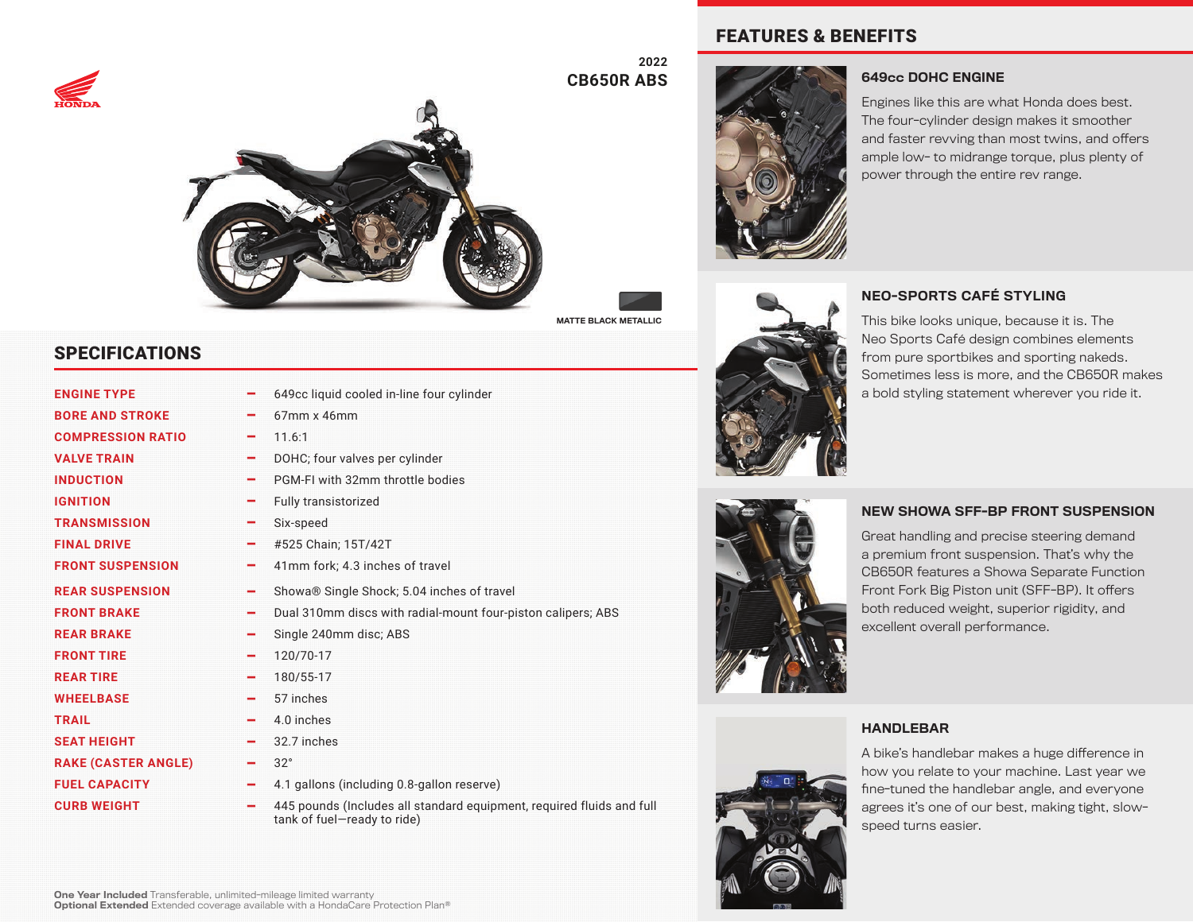2022
# CB650R ABS

MATTE BLACK METALLIC

## SPECIFICATIONS

| | |
|---|---|
| **ENGINE TYPE** | 649cc liquid cooled in-line four cylinder |
| **BORE AND STROKE** | 67mm x 46mm |
| **COMPRESSION RATIO** | 11.6:1 |
| **VALVE TRAIN** | DOHC; four valves per cylinder |
| **INDUCTION** | PGM-FI with 32mm throttle bodies |
| **IGNITION** | Fully transistorized |
| **TRANSMISSION** | Six-speed |
| **FINAL DRIVE** | #525 Chain; 15T/42T |
| **FRONT SUSPENSION** | 41mm fork; 4.3 inches of travel |
| **REAR SUSPENSION** | Showa® Single Shock; 5.04 inches of travel |
| **FRONT BRAKE** | Dual 310mm discs with radial-mount four-piston calipers; ABS |
| **REAR BRAKE** | Single 240mm disc; ABS |
| **FRONT TIRE** | 120/70-17 |
| **REAR TIRE** | 180/55-17 |
| **WHEELBASE** | 57 inches |
| **TRAIL** | 4.0 inches |
| **SEAT HEIGHT** | 32.7 inches |
| **RAKE (CASTER ANGLE)** | 32° |
| **FUEL CAPACITY** | 4.1 gallons (including 0.8-gallon reserve) |
| **CURB WEIGHT** | 445 pounds (Includes all standard equipment, required fluids and full tank of fuel—ready to ride) |

**One Year Included** Transferable, unlimited-mileage limited warranty
**Optional Extended** Extended coverage available with a HondaCare Protection Plan®

## FEATURES & BENEFITS

### 649cc DOHC ENGINE

Engines like this are what Honda does best. The four-cylinder design makes it smoother and faster revving than most twins, and offers ample low- to midrange torque, plus plenty of power through the entire rev range.

### NEO-SPORTS CAFÉ STYLING

This bike looks unique, because it is. The Neo Sports Café design combines elements from pure sportbikes and sporting nakeds. Sometimes less is more, and the CB650R makes a bold styling statement wherever you ride it.

### NEW SHOWA SFF-BP FRONT SUSPENSION

Great handling and precise steering demand a premium front suspension. That's why the CB650R features a Showa Separate Function Front Fork Big Piston unit (SFF-BP). It offers both reduced weight, superior rigidity, and excellent overall performance.

### HANDLEBAR

A bike's handlebar makes a huge difference in how you relate to your machine. Last year we fine-tuned the handlebar angle, and everyone agrees it's one of our best, making tight, slow-speed turns easier.